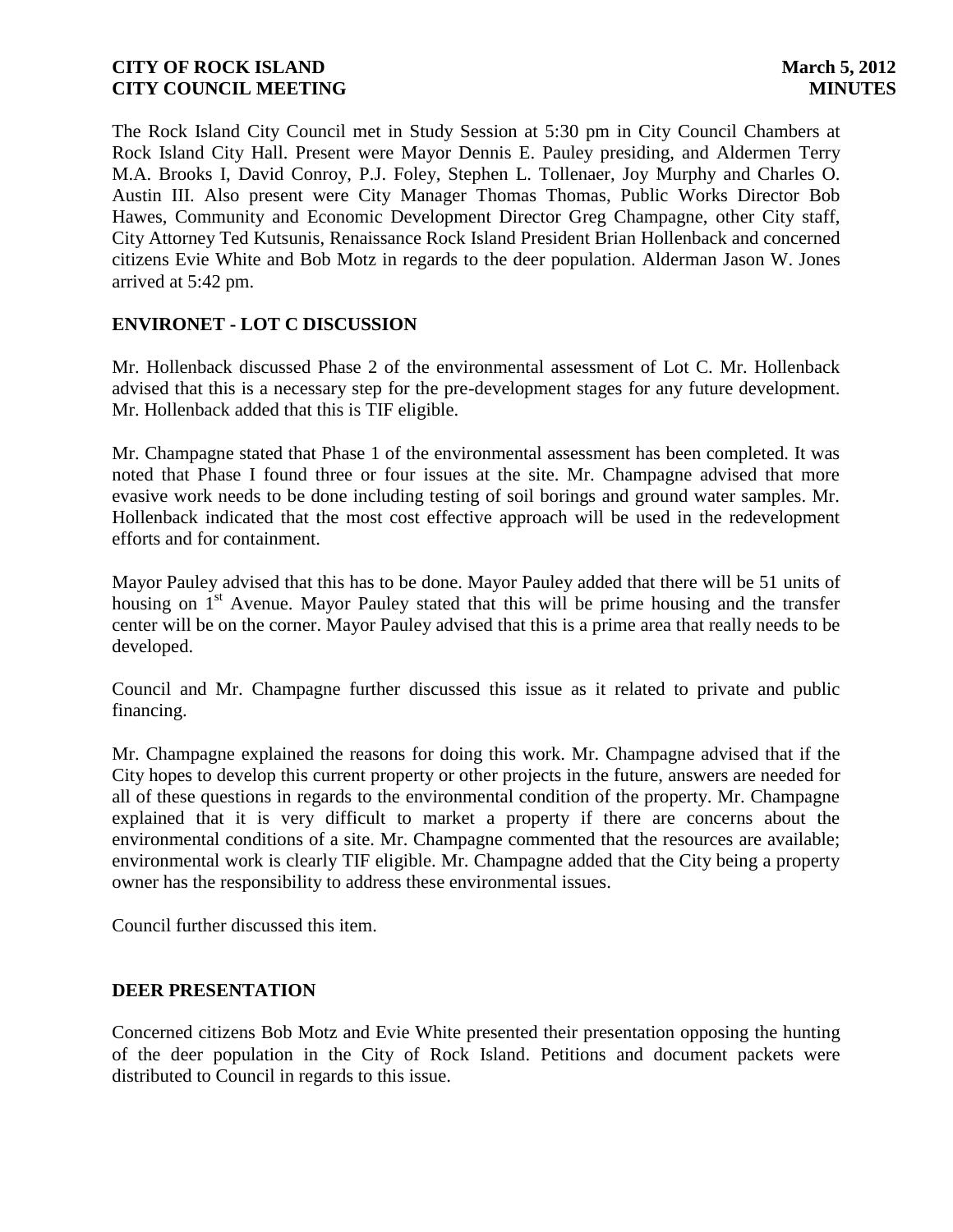The Rock Island City Council met in Study Session at 5:30 pm in City Council Chambers at Rock Island City Hall. Present were Mayor Dennis E. Pauley presiding, and Aldermen Terry M.A. Brooks I, David Conroy, P.J. Foley, Stephen L. Tollenaer, Joy Murphy and Charles O. Austin III. Also present were City Manager Thomas Thomas, Public Works Director Bob Hawes, Community and Economic Development Director Greg Champagne, other City staff, City Attorney Ted Kutsunis, Renaissance Rock Island President Brian Hollenback and concerned citizens Evie White and Bob Motz in regards to the deer population. Alderman Jason W. Jones arrived at 5:42 pm.

## ENVIRONET - LOT C DISCUSSION

Mr. Hollenback discussed Phase 2 of the environmental assessment of Lot C. Mr. Hollenback advised that this is a necessary step for the pre-development stages for any future development. Mr. Hollenback added that this is TIF eligible.

Mr. Champagne stated that Phase 1 of the environmental assessment has been completed. It was noted that Phase I found three or four issues at the site. Mr. Champagne advised that more evasive work needs to be done including testing of soil borings and ground water samples. Mr. Hollenback indicated that the most cost effective approach will be used in the redevelopment efforts and for containment.

Mayor Pauley advised that this has to be done. Mayor Pauley added that there will be 51 units of housing on 1st Avenue. Mayor Pauley stated that this will be prime housing and the transfer center will be on the corner. Mayor Pauley advised that this is a prime area that really needs to be developed.

Council and Mr. Champagne further discussed this issue as it related to private and public financing.

Mr. Champagne explained the reasons for doing this work. Mr. Champagne advised that if the City hopes to develop this current property or other projects in the future, answers are needed for all of these questions in regards to the environmental condition of the property. Mr. Champagne explained that it is very difficult to market a property if there are concerns about the environmental conditions of a site. Mr. Champagne commented that the resources are available; environmental work is clearly TIF eligible. Mr. Champagne added that the City being a property owner has the responsibility to address these environmental issues.

Council further discussed this item.

## DEER PRESENTATION

Concerned citizens Bob Motz and Evie White presented their presentation opposing the hunting of the deer population in the City of Rock Island. Petitions and document packets were distributed to Council in regards to this issue.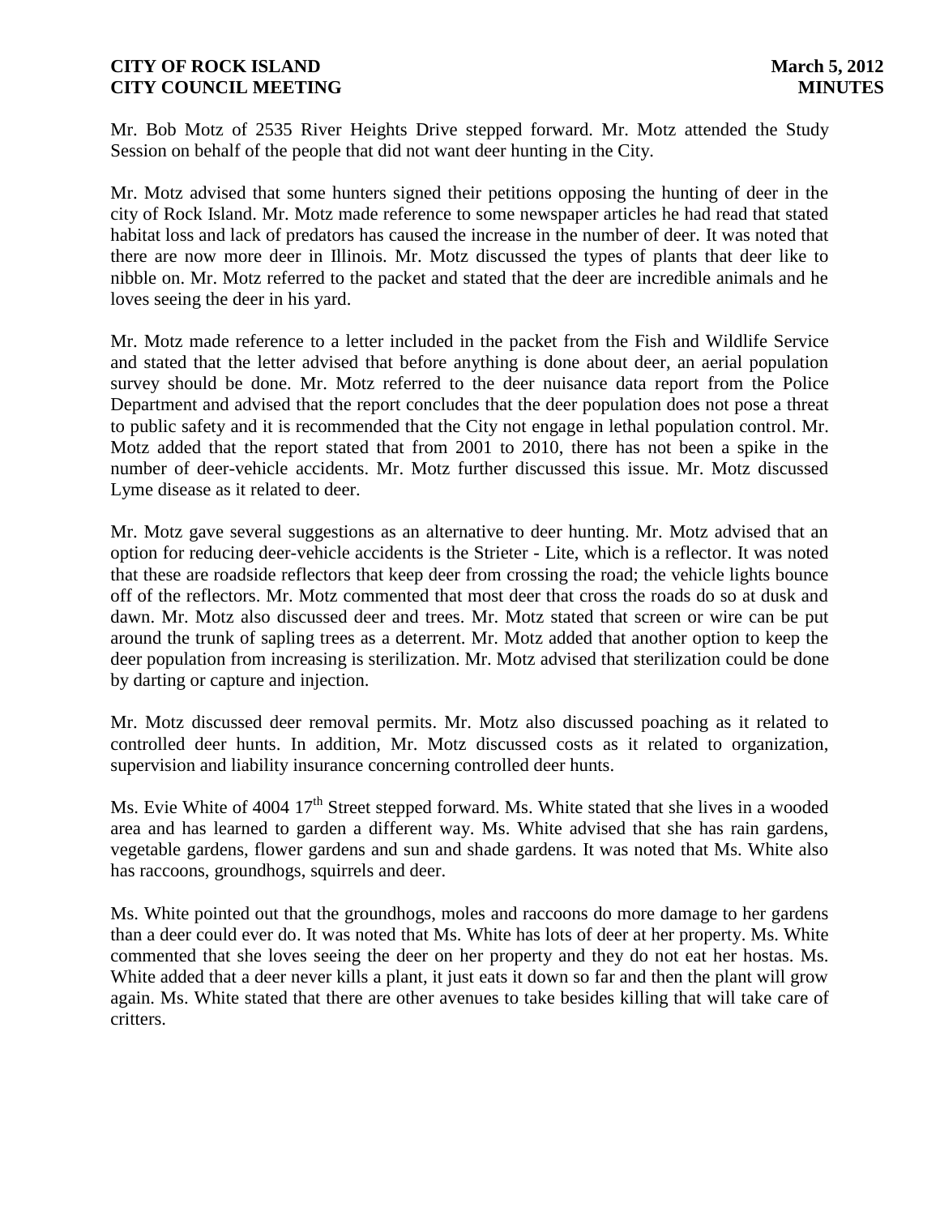Mr. Bob Motz of 2535 River Heights Drive stepped forward. Mr. Motz attended the Study Session on behalf of the people that did not want deer hunting in the City.

Mr. Motz advised that some hunters signed their petitions opposing the hunting of deer in the city of Rock Island. Mr. Motz made reference to some newspaper articles he had read that stated habitat loss and lack of predators has caused the increase in the number of deer. It was noted that there are now more deer in Illinois. Mr. Motz discussed the types of plants that deer like to nibble on. Mr. Motz referred to the packet and stated that the deer are incredible animals and he loves seeing the deer in his yard.

Mr. Motz made reference to a letter included in the packet from the Fish and Wildlife Service and stated that the letter advised that before anything is done about deer, an aerial population survey should be done. Mr. Motz referred to the deer nuisance data report from the Police Department and advised that the report concludes that the deer population does not pose a threat to public safety and it is recommended that the City not engage in lethal population control. Mr. Motz added that the report stated that from 2001 to 2010, there has not been a spike in the number of deer-vehicle accidents. Mr. Motz further discussed this issue. Mr. Motz discussed Lyme disease as it related to deer.

Mr. Motz gave several suggestions as an alternative to deer hunting. Mr. Motz advised that an option for reducing deer-vehicle accidents is the Strieter - Lite, which is a reflector. It was noted that these are roadside reflectors that keep deer from crossing the road; the vehicle lights bounce off of the reflectors. Mr. Motz commented that most deer that cross the roads do so at dusk and dawn. Mr. Motz also discussed deer and trees. Mr. Motz stated that screen or wire can be put around the trunk of sapling trees as a deterrent. Mr. Motz added that another option to keep the deer population from increasing is sterilization. Mr. Motz advised that sterilization could be done by darting or capture and injection.

Mr. Motz discussed deer removal permits. Mr. Motz also discussed poaching as it related to controlled deer hunts. In addition, Mr. Motz discussed costs as it related to organization, supervision and liability insurance concerning controlled deer hunts.

Ms. Evie White of 4004 17th Street stepped forward. Ms. White stated that she lives in a wooded area and has learned to garden a different way. Ms. White advised that she has rain gardens, vegetable gardens, flower gardens and sun and shade gardens. It was noted that Ms. White also has raccoons, groundhogs, squirrels and deer.

Ms. White pointed out that the groundhogs, moles and raccoons do more damage to her gardens than a deer could ever do. It was noted that Ms. White has lots of deer at her property. Ms. White commented that she loves seeing the deer on her property and they do not eat her hostas. Ms. White added that a deer never kills a plant, it just eats it down so far and then the plant will grow again. Ms. White stated that there are other avenues to take besides killing that will take care of critters.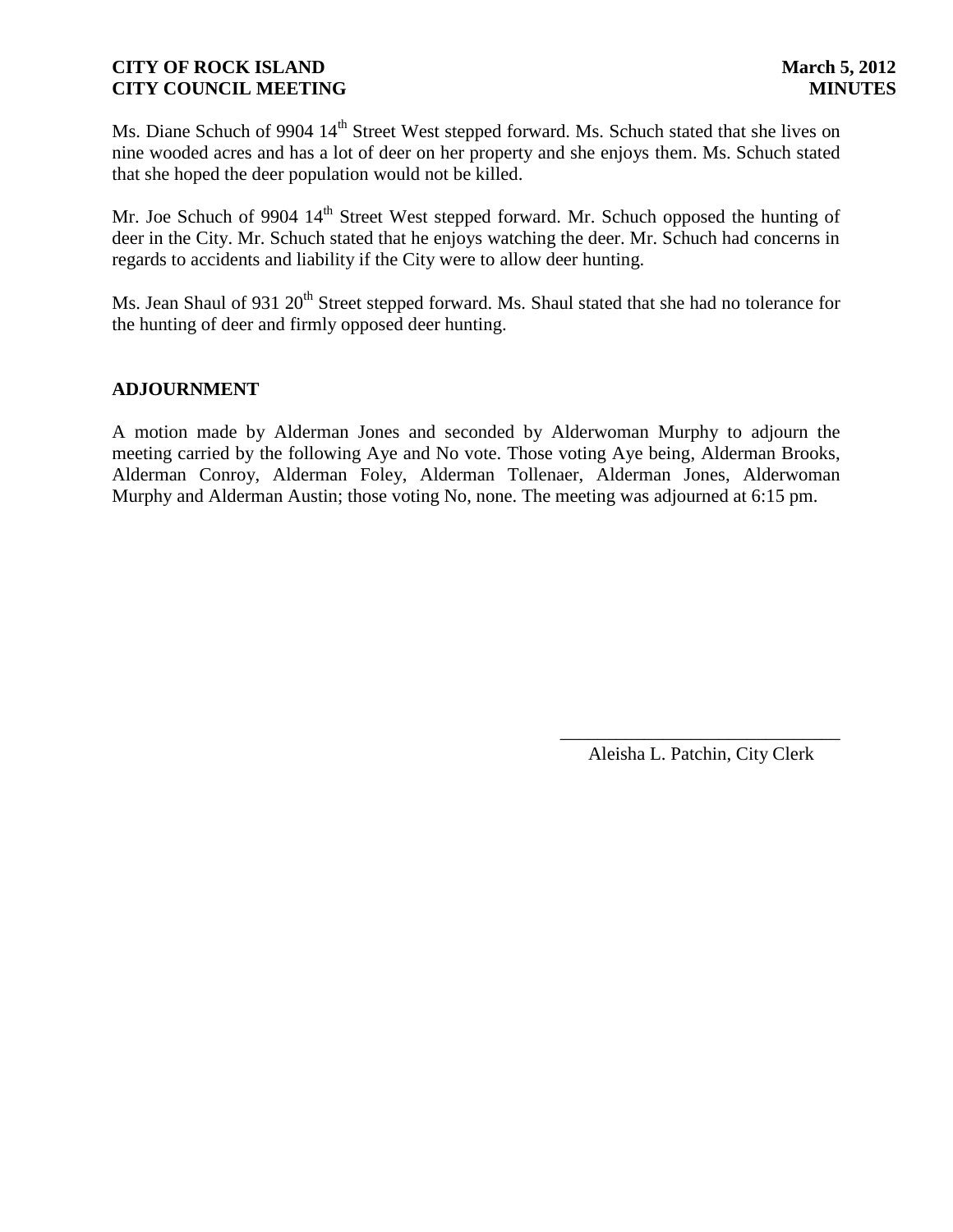Ms. Diane Schuch of 9904 14th Street West stepped forward. Ms. Schuch stated that she lives on nine wooded acres and has a lot of deer on her property and she enjoys them. Ms. Schuch stated that she hoped the deer population would not be killed.

Mr. Joe Schuch of 9904 14th Street West stepped forward. Mr. Schuch opposed the hunting of deer in the City. Mr. Schuch stated that he enjoys watching the deer. Mr. Schuch had concerns in regards to accidents and liability if the City were to allow deer hunting.

Ms. Jean Shaul of 931 20th Street stepped forward. Ms. Shaul stated that she had no tolerance for the hunting of deer and firmly opposed deer hunting.

## ADJOURNMENT

A motion made by Alderman Jones and seconded by Alderwoman Murphy to adjourn the meeting carried by the following Aye and No vote. Those voting Aye being, Alderman Brooks, Alderman Conroy, Alderman Foley, Alderman Tollenaer, Alderman Jones, Alderwoman Murphy and Alderman Austin; those voting No, none. The meeting was adjourned at 6:15 pm.

\_\_\_\_\_\_\_\_\_\_\_\_\_\_\_\_\_\_\_\_\_\_\_\_\_\_\_\_\_\_

Aleisha L. Patchin, City Clerk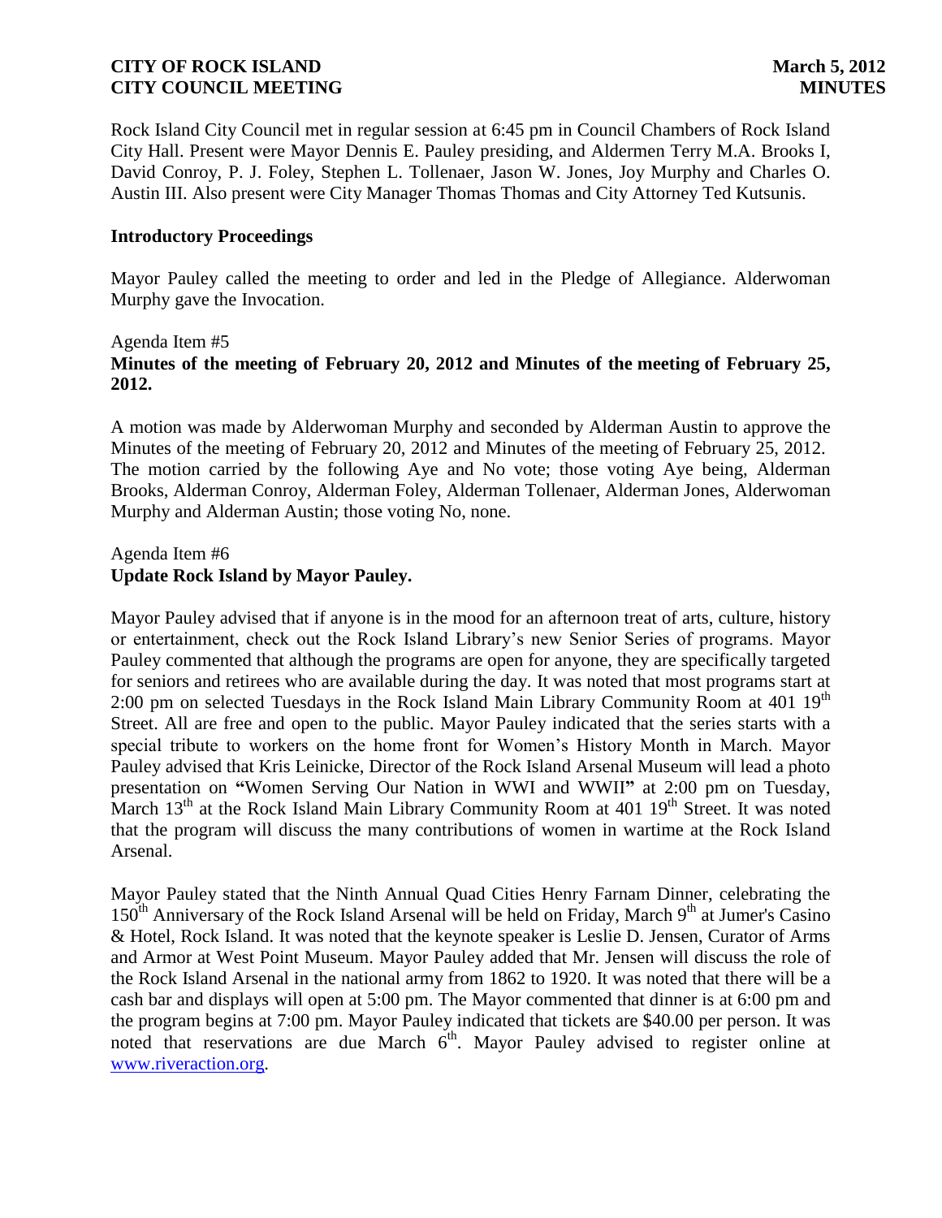Rock Island City Council met in regular session at 6:45 pm in Council Chambers of Rock Island City Hall. Present were Mayor Dennis E. Pauley presiding, and Aldermen Terry M.A. Brooks I, David Conroy, P. J. Foley, Stephen L. Tollenaer, Jason W. Jones, Joy Murphy and Charles O. Austin III. Also present were City Manager Thomas Thomas and City Attorney Ted Kutsunis.

**Introductory Proceedings**

Mayor Pauley called the meeting to order and led in the Pledge of Allegiance. Alderwoman Murphy gave the Invocation.

Agenda Item #5
**Minutes of the meeting of February 20, 2012 and Minutes of the meeting of February 25, 2012.**

A motion was made by Alderwoman Murphy and seconded by Alderman Austin to approve the Minutes of the meeting of February 20, 2012 and Minutes of the meeting of February 25, 2012. The motion carried by the following Aye and No vote; those voting Aye being, Alderman Brooks, Alderman Conroy, Alderman Foley, Alderman Tollenaer, Alderman Jones, Alderwoman Murphy and Alderman Austin; those voting No, none.

Agenda Item #6
**Update Rock Island by Mayor Pauley.**

Mayor Pauley advised that if anyone is in the mood for an afternoon treat of arts, culture, history or entertainment, check out the Rock Island Library's new Senior Series of programs. Mayor Pauley commented that although the programs are open for anyone, they are specifically targeted for seniors and retirees who are available during the day. It was noted that most programs start at 2:00 pm on selected Tuesdays in the Rock Island Main Library Community Room at 401 19th Street. All are free and open to the public. Mayor Pauley indicated that the series starts with a special tribute to workers on the home front for Women's History Month in March. Mayor Pauley advised that Kris Leinicke, Director of the Rock Island Arsenal Museum will lead a photo presentation on **"**Women Serving Our Nation in WWI and WWII**"** at 2:00 pm on Tuesday, March 13th at the Rock Island Main Library Community Room at 401 19th Street. It was noted that the program will discuss the many contributions of women in wartime at the Rock Island Arsenal.

Mayor Pauley stated that the Ninth Annual Quad Cities Henry Farnam Dinner, celebrating the 150th Anniversary of the Rock Island Arsenal will be held on Friday, March 9th at Jumer's Casino & Hotel, Rock Island. It was noted that the keynote speaker is Leslie D. Jensen, Curator of Arms and Armor at West Point Museum. Mayor Pauley added that Mr. Jensen will discuss the role of the Rock Island Arsenal in the national army from 1862 to 1920. It was noted that there will be a cash bar and displays will open at 5:00 pm. The Mayor commented that dinner is at 6:00 pm and the program begins at 7:00 pm. Mayor Pauley indicated that tickets are $40.00 per person. It was noted that reservations are due March 6th. Mayor Pauley advised to register online at www.riveraction.org.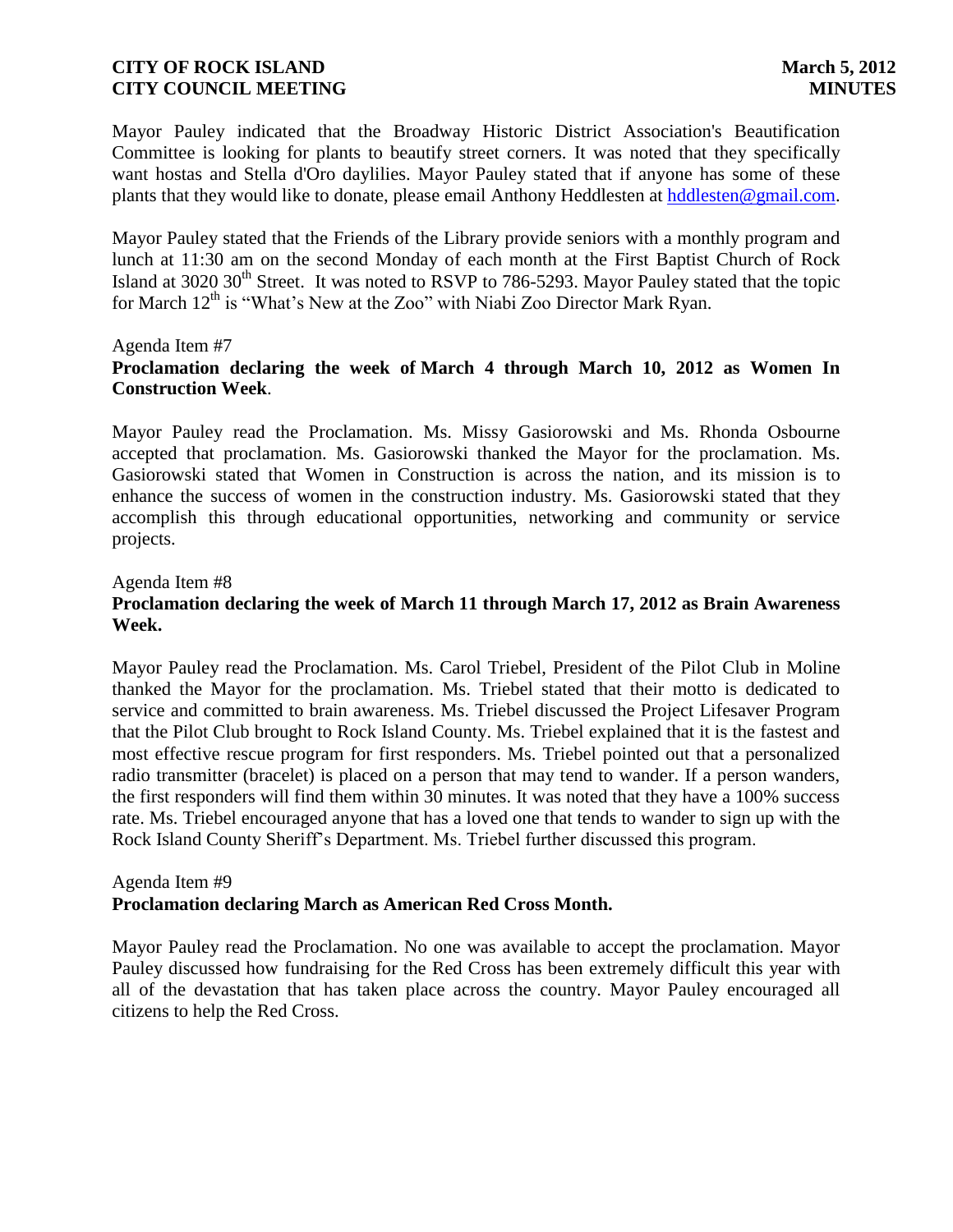Mayor Pauley indicated that the Broadway Historic District Association's Beautification Committee is looking for plants to beautify street corners. It was noted that they specifically want hostas and Stella d'Oro daylilies. Mayor Pauley stated that if anyone has some of these plants that they would like to donate, please email Anthony Heddlesten at hddlesten@gmail.com.

Mayor Pauley stated that the Friends of the Library provide seniors with a monthly program and lunch at 11:30 am on the second Monday of each month at the First Baptist Church of Rock Island at 3020 30th Street. It was noted to RSVP to 786-5293. Mayor Pauley stated that the topic for March 12th is "What's New at the Zoo" with Niabi Zoo Director Mark Ryan.

Agenda Item #7
**Proclamation declaring the week of March 4 through March 10, 2012 as Women In Construction Week**.

Mayor Pauley read the Proclamation. Ms. Missy Gasiorowski and Ms. Rhonda Osbourne accepted that proclamation. Ms. Gasiorowski thanked the Mayor for the proclamation. Ms. Gasiorowski stated that Women in Construction is across the nation, and its mission is to enhance the success of women in the construction industry. Ms. Gasiorowski stated that they accomplish this through educational opportunities, networking and community or service projects.

Agenda Item #8
**Proclamation declaring the week of March 11 through March 17, 2012 as Brain Awareness Week.**

Mayor Pauley read the Proclamation. Ms. Carol Triebel, President of the Pilot Club in Moline thanked the Mayor for the proclamation. Ms. Triebel stated that their motto is dedicated to service and committed to brain awareness. Ms. Triebel discussed the Project Lifesaver Program that the Pilot Club brought to Rock Island County. Ms. Triebel explained that it is the fastest and most effective rescue program for first responders. Ms. Triebel pointed out that a personalized radio transmitter (bracelet) is placed on a person that may tend to wander. If a person wanders, the first responders will find them within 30 minutes. It was noted that they have a 100% success rate. Ms. Triebel encouraged anyone that has a loved one that tends to wander to sign up with the Rock Island County Sheriff's Department. Ms. Triebel further discussed this program.

Agenda Item #9
**Proclamation declaring March as American Red Cross Month.**

Mayor Pauley read the Proclamation. No one was available to accept the proclamation. Mayor Pauley discussed how fundraising for the Red Cross has been extremely difficult this year with all of the devastation that has taken place across the country. Mayor Pauley encouraged all citizens to help the Red Cross.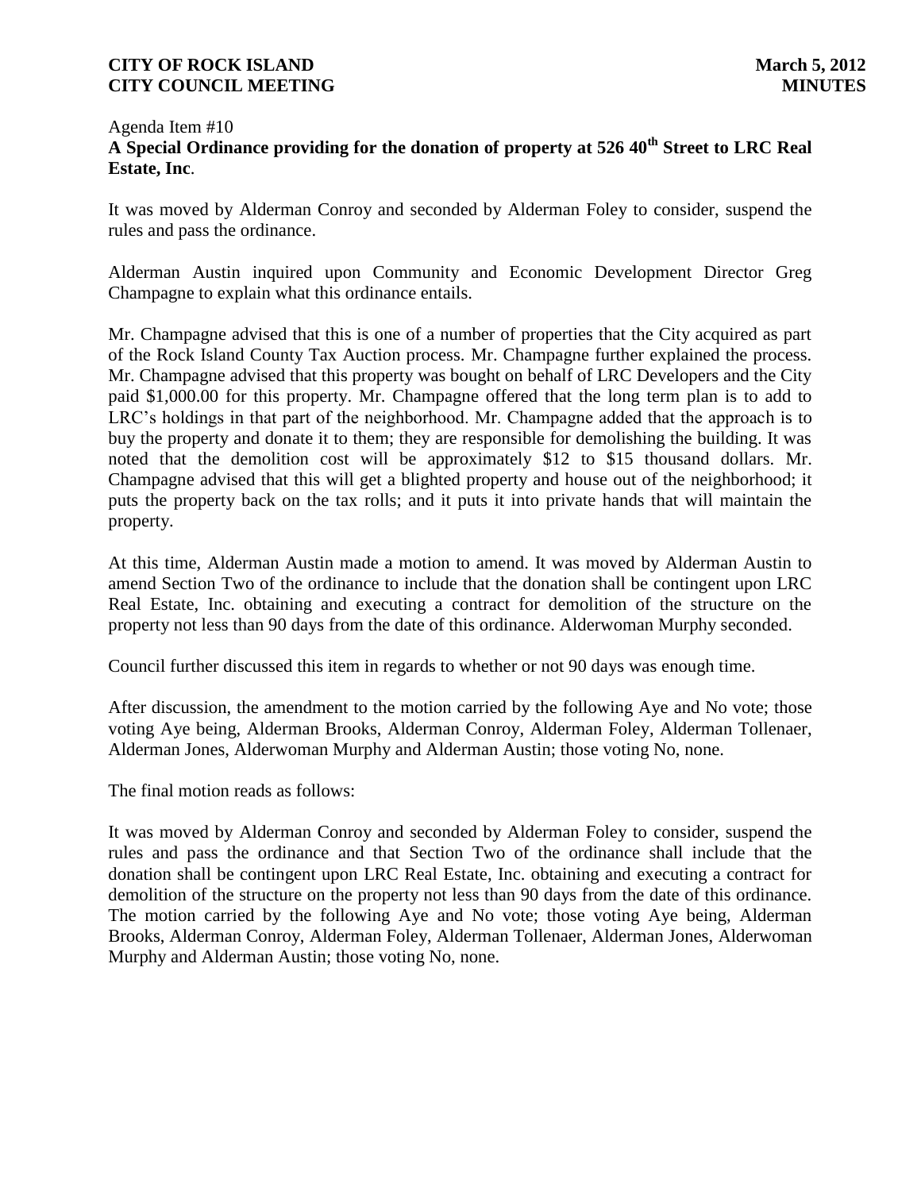Agenda Item #10

**A Special Ordinance providing for the donation of property at 526 40th Street to LRC Real Estate, Inc**.

It was moved by Alderman Conroy and seconded by Alderman Foley to consider, suspend the rules and pass the ordinance.

Alderman Austin inquired upon Community and Economic Development Director Greg Champagne to explain what this ordinance entails.

Mr. Champagne advised that this is one of a number of properties that the City acquired as part of the Rock Island County Tax Auction process. Mr. Champagne further explained the process. Mr. Champagne advised that this property was bought on behalf of LRC Developers and the City paid $1,000.00 for this property. Mr. Champagne offered that the long term plan is to add to LRC's holdings in that part of the neighborhood. Mr. Champagne added that the approach is to buy the property and donate it to them; they are responsible for demolishing the building. It was noted that the demolition cost will be approximately $12 to $15 thousand dollars. Mr. Champagne advised that this will get a blighted property and house out of the neighborhood; it puts the property back on the tax rolls; and it puts it into private hands that will maintain the property.

At this time, Alderman Austin made a motion to amend. It was moved by Alderman Austin to amend Section Two of the ordinance to include that the donation shall be contingent upon LRC Real Estate, Inc. obtaining and executing a contract for demolition of the structure on the property not less than 90 days from the date of this ordinance. Alderwoman Murphy seconded.

Council further discussed this item in regards to whether or not 90 days was enough time.

After discussion, the amendment to the motion carried by the following Aye and No vote; those voting Aye being, Alderman Brooks, Alderman Conroy, Alderman Foley, Alderman Tollenaer, Alderman Jones, Alderwoman Murphy and Alderman Austin; those voting No, none.

The final motion reads as follows:

It was moved by Alderman Conroy and seconded by Alderman Foley to consider, suspend the rules and pass the ordinance and that Section Two of the ordinance shall include that the donation shall be contingent upon LRC Real Estate, Inc. obtaining and executing a contract for demolition of the structure on the property not less than 90 days from the date of this ordinance. The motion carried by the following Aye and No vote; those voting Aye being, Alderman Brooks, Alderman Conroy, Alderman Foley, Alderman Tollenaer, Alderman Jones, Alderwoman Murphy and Alderman Austin; those voting No, none.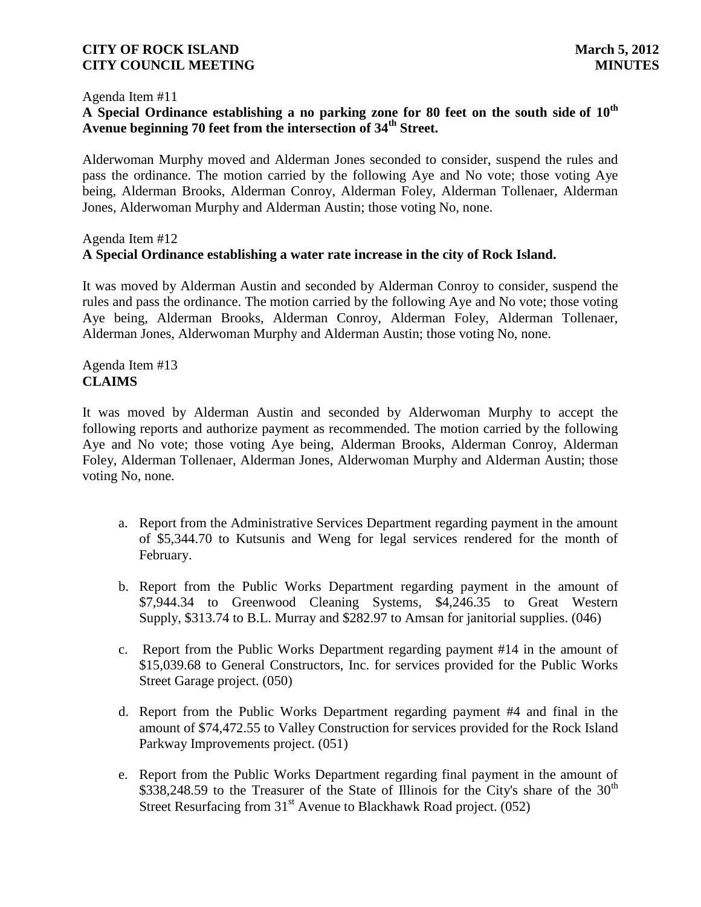Agenda Item #11
**A Special Ordinance establishing a no parking zone for 80 feet on the south side of 10th Avenue beginning 70 feet from the intersection of 34th Street.**

Alderwoman Murphy moved and Alderman Jones seconded to consider, suspend the rules and pass the ordinance. The motion carried by the following Aye and No vote; those voting Aye being, Alderman Brooks, Alderman Conroy, Alderman Foley, Alderman Tollenaer, Alderman Jones, Alderwoman Murphy and Alderman Austin; those voting No, none.

Agenda Item #12
**A Special Ordinance establishing a water rate increase in the city of Rock Island.**

It was moved by Alderman Austin and seconded by Alderman Conroy to consider, suspend the rules and pass the ordinance. The motion carried by the following Aye and No vote; those voting Aye being, Alderman Brooks, Alderman Conroy, Alderman Foley, Alderman Tollenaer, Alderman Jones, Alderwoman Murphy and Alderman Austin; those voting No, none.

Agenda Item #13
**CLAIMS**

It was moved by Alderman Austin and seconded by Alderwoman Murphy to accept the following reports and authorize payment as recommended. The motion carried by the following Aye and No vote; those voting Aye being, Alderman Brooks, Alderman Conroy, Alderman Foley, Alderman Tollenaer, Alderman Jones, Alderwoman Murphy and Alderman Austin; those voting No, none.

a. Report from the Administrative Services Department regarding payment in the amount of $5,344.70 to Kutsunis and Weng for legal services rendered for the month of February.

b. Report from the Public Works Department regarding payment in the amount of $7,944.34 to Greenwood Cleaning Systems, $4,246.35 to Great Western Supply, $313.74 to B.L. Murray and $282.97 to Amsan for janitorial supplies. (046)

c. Report from the Public Works Department regarding payment #14 in the amount of $15,039.68 to General Constructors, Inc. for services provided for the Public Works Street Garage project. (050)

d. Report from the Public Works Department regarding payment #4 and final in the amount of $74,472.55 to Valley Construction for services provided for the Rock Island Parkway Improvements project. (051)

e. Report from the Public Works Department regarding final payment in the amount of $338,248.59 to the Treasurer of the State of Illinois for the City's share of the 30th Street Resurfacing from 31st Avenue to Blackhawk Road project. (052)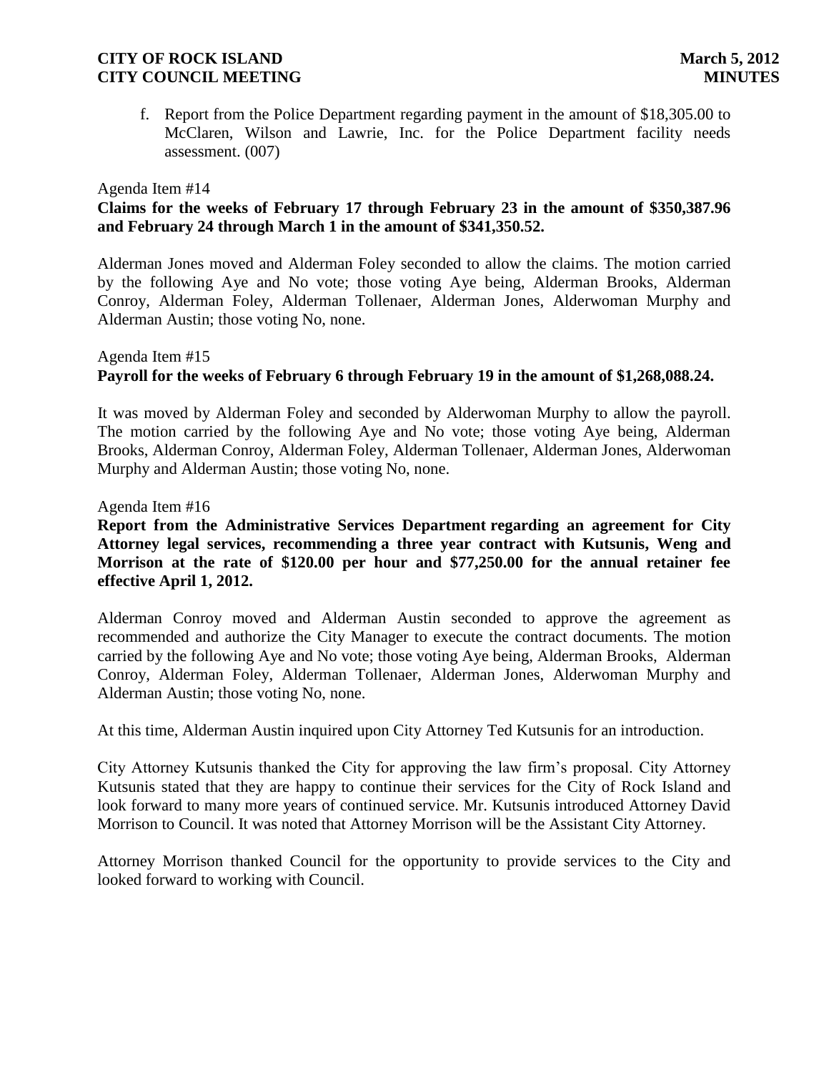f. Report from the Police Department regarding payment in the amount of $18,305.00 to McClaren, Wilson and Lawrie, Inc. for the Police Department facility needs assessment. (007)

Agenda Item #14
**Claims for the weeks of February 17 through February 23 in the amount of $350,387.96 and February 24 through March 1 in the amount of $341,350.52.**

Alderman Jones moved and Alderman Foley seconded to allow the claims. The motion carried by the following Aye and No vote; those voting Aye being, Alderman Brooks, Alderman Conroy, Alderman Foley, Alderman Tollenaer, Alderman Jones, Alderwoman Murphy and Alderman Austin; those voting No, none.

Agenda Item #15
**Payroll for the weeks of February 6 through February 19 in the amount of $1,268,088.24.**

It was moved by Alderman Foley and seconded by Alderwoman Murphy to allow the payroll. The motion carried by the following Aye and No vote; those voting Aye being, Alderman Brooks, Alderman Conroy, Alderman Foley, Alderman Tollenaer, Alderman Jones, Alderwoman Murphy and Alderman Austin; those voting No, none.

Agenda Item #16
**Report from the Administrative Services Department regarding an agreement for City Attorney legal services, recommending a three year contract with Kutsunis, Weng and Morrison at the rate of $120.00 per hour and $77,250.00 for the annual retainer fee effective April 1, 2012.**

Alderman Conroy moved and Alderman Austin seconded to approve the agreement as recommended and authorize the City Manager to execute the contract documents. The motion carried by the following Aye and No vote; those voting Aye being, Alderman Brooks, Alderman Conroy, Alderman Foley, Alderman Tollenaer, Alderman Jones, Alderwoman Murphy and Alderman Austin; those voting No, none.

At this time, Alderman Austin inquired upon City Attorney Ted Kutsunis for an introduction.

City Attorney Kutsunis thanked the City for approving the law firm's proposal. City Attorney Kutsunis stated that they are happy to continue their services for the City of Rock Island and look forward to many more years of continued service. Mr. Kutsunis introduced Attorney David Morrison to Council. It was noted that Attorney Morrison will be the Assistant City Attorney.

Attorney Morrison thanked Council for the opportunity to provide services to the City and looked forward to working with Council.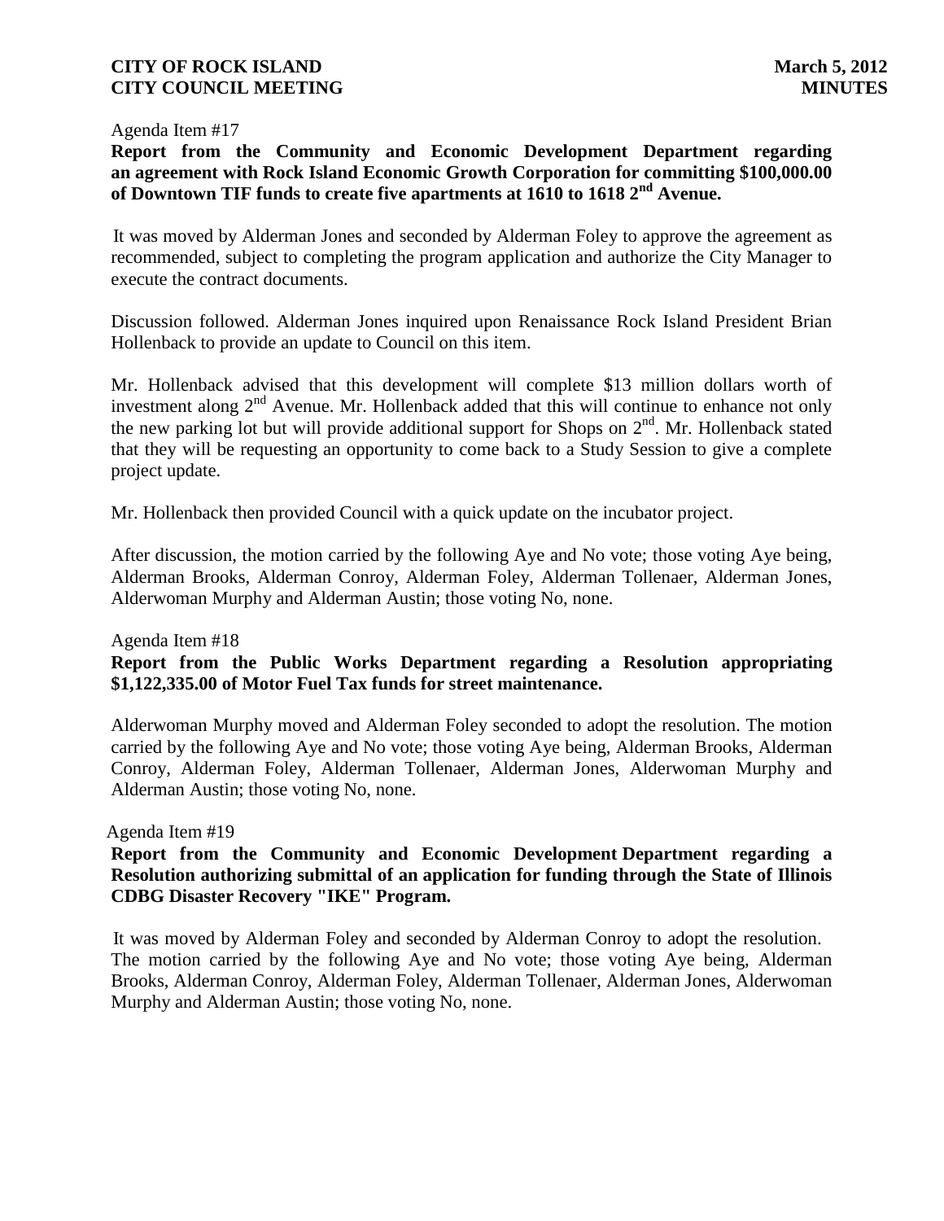Agenda Item #17

**Report from the Community and Economic Development Department regarding an agreement with Rock Island Economic Growth Corporation for committing $100,000.00 of Downtown TIF funds to create five apartments at 1610 to 1618 2nd Avenue.**

It was moved by Alderman Jones and seconded by Alderman Foley to approve the agreement as recommended, subject to completing the program application and authorize the City Manager to execute the contract documents.

Discussion followed. Alderman Jones inquired upon Renaissance Rock Island President Brian Hollenback to provide an update to Council on this item.

Mr. Hollenback advised that this development will complete $13 million dollars worth of investment along 2nd Avenue. Mr. Hollenback added that this will continue to enhance not only the new parking lot but will provide additional support for Shops on 2nd. Mr. Hollenback stated that they will be requesting an opportunity to come back to a Study Session to give a complete project update.

Mr. Hollenback then provided Council with a quick update on the incubator project.

After discussion, the motion carried by the following Aye and No vote; those voting Aye being, Alderman Brooks, Alderman Conroy, Alderman Foley, Alderman Tollenaer, Alderman Jones, Alderwoman Murphy and Alderman Austin; those voting No, none.

Agenda Item #18

**Report from the Public Works Department regarding a Resolution appropriating $1,122,335.00 of Motor Fuel Tax funds for street maintenance.**

Alderwoman Murphy moved and Alderman Foley seconded to adopt the resolution. The motion carried by the following Aye and No vote; those voting Aye being, Alderman Brooks, Alderman Conroy, Alderman Foley, Alderman Tollenaer, Alderman Jones, Alderwoman Murphy and Alderman Austin; those voting No, none.

Agenda Item #19

**Report from the Community and Economic Development Department regarding a Resolution authorizing submittal of an application for funding through the State of Illinois CDBG Disaster Recovery "IKE" Program.**

It was moved by Alderman Foley and seconded by Alderman Conroy to adopt the resolution. The motion carried by the following Aye and No vote; those voting Aye being, Alderman Brooks, Alderman Conroy, Alderman Foley, Alderman Tollenaer, Alderman Jones, Alderwoman Murphy and Alderman Austin; those voting No, none.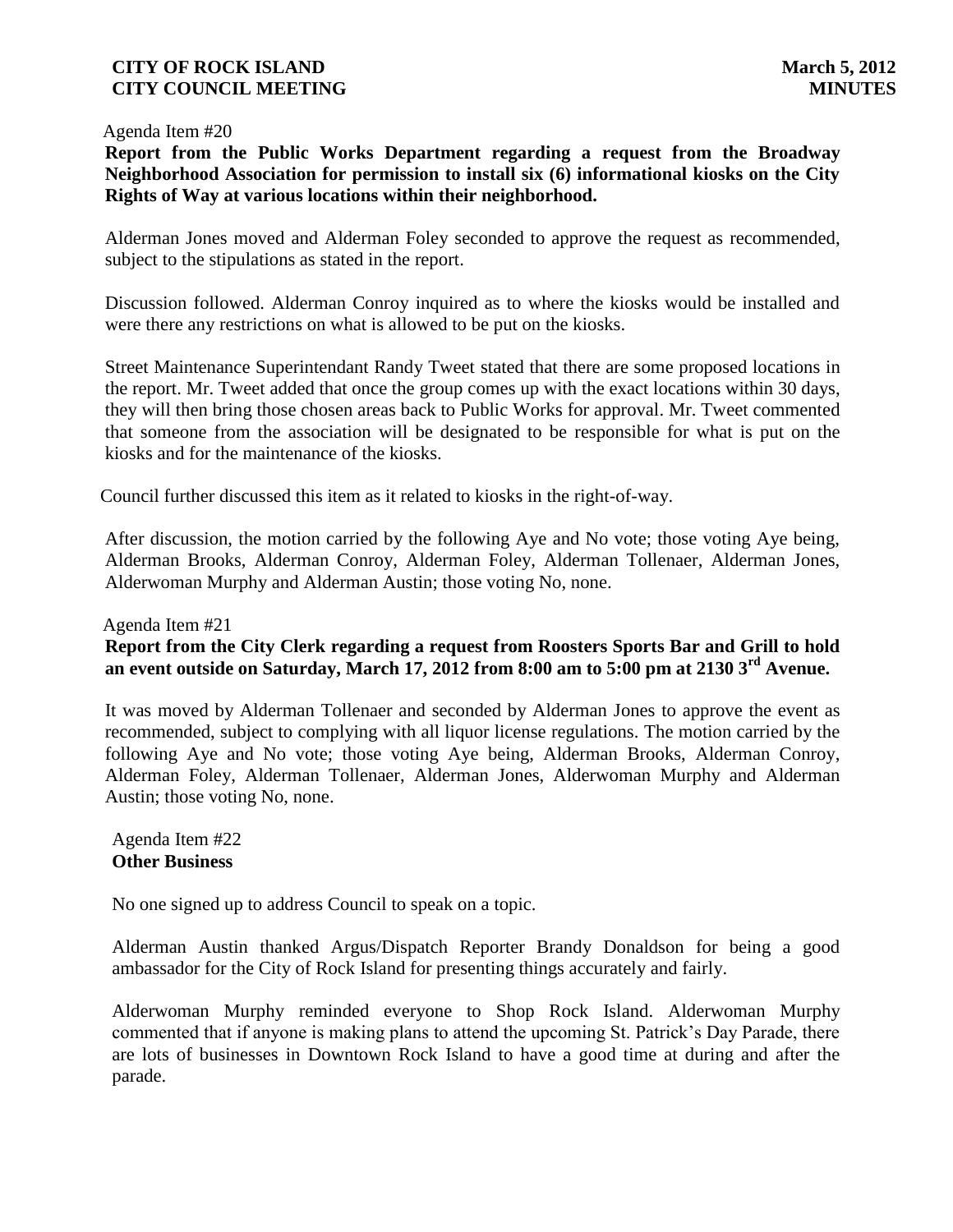Agenda Item #20

**Report from the Public Works Department regarding a request from the Broadway Neighborhood Association for permission to install six (6) informational kiosks on the City Rights of Way at various locations within their neighborhood.**

Alderman Jones moved and Alderman Foley seconded to approve the request as recommended, subject to the stipulations as stated in the report.

Discussion followed. Alderman Conroy inquired as to where the kiosks would be installed and were there any restrictions on what is allowed to be put on the kiosks.

Street Maintenance Superintendant Randy Tweet stated that there are some proposed locations in the report. Mr. Tweet added that once the group comes up with the exact locations within 30 days, they will then bring those chosen areas back to Public Works for approval. Mr. Tweet commented that someone from the association will be designated to be responsible for what is put on the kiosks and for the maintenance of the kiosks.

Council further discussed this item as it related to kiosks in the right-of-way.

After discussion, the motion carried by the following Aye and No vote; those voting Aye being, Alderman Brooks, Alderman Conroy, Alderman Foley, Alderman Tollenaer, Alderman Jones, Alderwoman Murphy and Alderman Austin; those voting No, none.

Agenda Item #21

**Report from the City Clerk regarding a request from Roosters Sports Bar and Grill to hold an event outside on Saturday, March 17, 2012 from 8:00 am to 5:00 pm at 2130 3rd Avenue.**

It was moved by Alderman Tollenaer and seconded by Alderman Jones to approve the event as recommended, subject to complying with all liquor license regulations. The motion carried by the following Aye and No vote; those voting Aye being, Alderman Brooks, Alderman Conroy, Alderman Foley, Alderman Tollenaer, Alderman Jones, Alderwoman Murphy and Alderman Austin; those voting No, none.

Agenda Item #22

**Other Business**

No one signed up to address Council to speak on a topic.

Alderman Austin thanked Argus/Dispatch Reporter Brandy Donaldson for being a good ambassador for the City of Rock Island for presenting things accurately and fairly.

Alderwoman Murphy reminded everyone to Shop Rock Island. Alderwoman Murphy commented that if anyone is making plans to attend the upcoming St. Patrick's Day Parade, there are lots of businesses in Downtown Rock Island to have a good time at during and after the parade.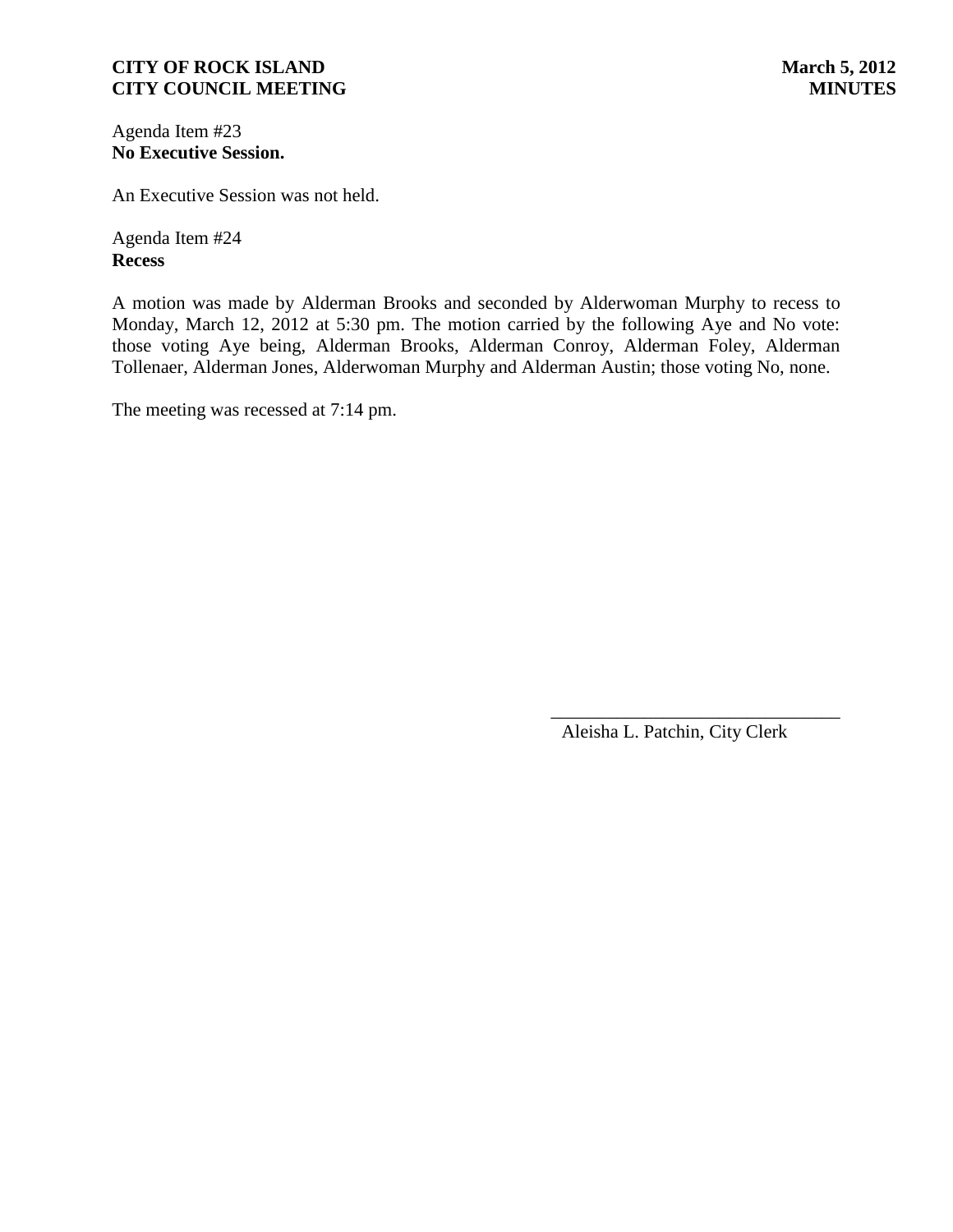Agenda Item #23
**No Executive Session.**

An Executive Session was not held.

Agenda Item #24
**Recess**

A motion was made by Alderman Brooks and seconded by Alderwoman Murphy to recess to Monday, March 12, 2012 at 5:30 pm. The motion carried by the following Aye and No vote: those voting Aye being, Alderman Brooks, Alderman Conroy, Alderman Foley, Alderman Tollenaer, Alderman Jones, Alderwoman Murphy and Alderman Austin; those voting No, none.

The meeting was recessed at 7:14 pm.

\_\_\_\_\_\_\_\_\_\_\_\_\_\_\_\_\_\_\_\_\_\_\_\_\_\_\_\_\_\_\_\_

Aleisha L. Patchin, City Clerk